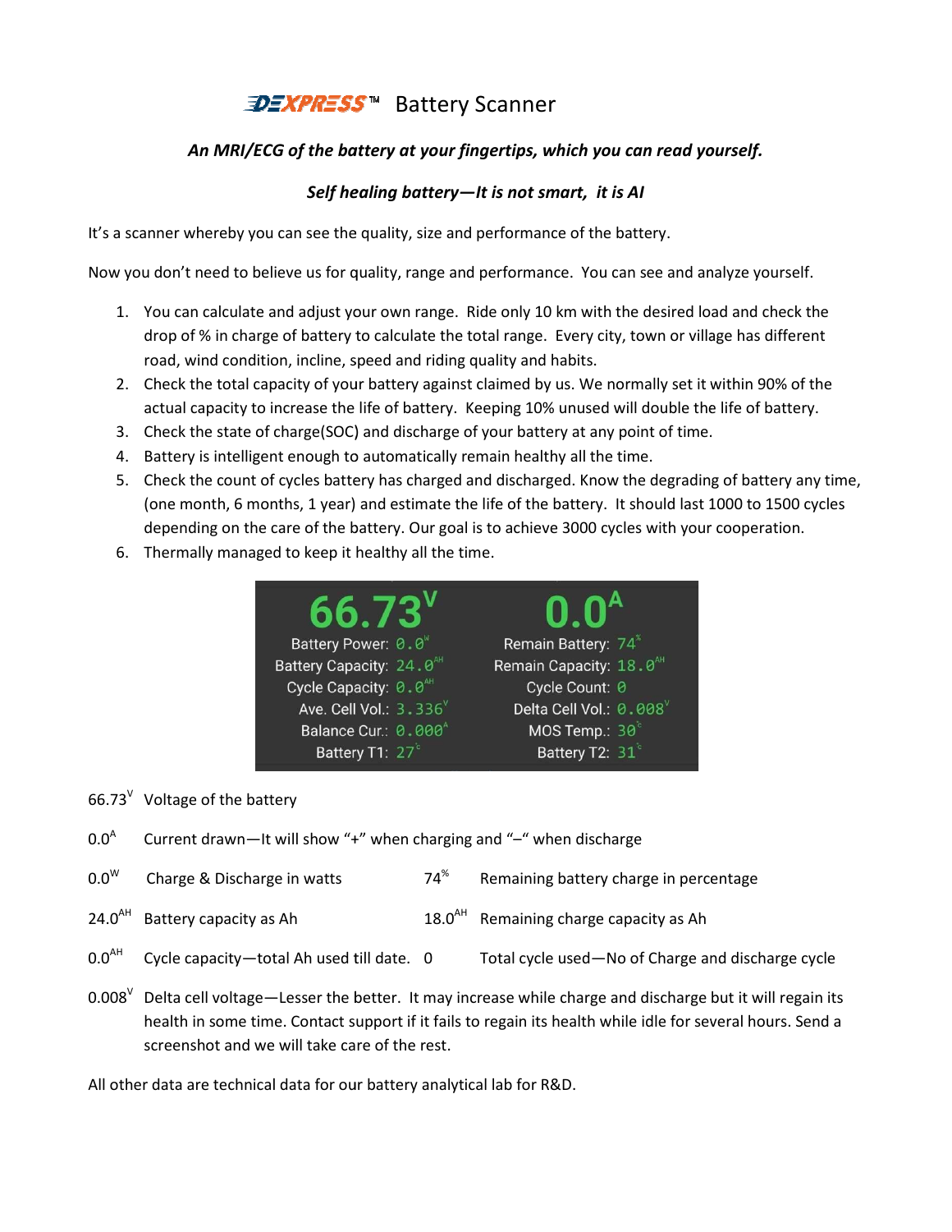# DEXPRESS™ Battery Scanner

***An MRI/ECG of the battery at your fingertips, which you can read yourself.***

***Self healing battery—It is not smart, it is AI***

It's a scanner whereby you can see the quality, size and performance of the battery.

Now you don't need to believe us for quality, range and performance. You can see and analyze yourself.

1. You can calculate and adjust your own range. Ride only 10 km with the desired load and check the drop of % in charge of battery to calculate the total range. Every city, town or village has different road, wind condition, incline, speed and riding quality and habits.
2. Check the total capacity of your battery against claimed by us. We normally set it within 90% of the actual capacity to increase the life of battery. Keeping 10% unused will double the life of battery.
3. Check the state of charge(SOC) and discharge of your battery at any point of time.
4. Battery is intelligent enough to automatically remain healthy all the time.
5. Check the count of cycles battery has charged and discharged. Know the degrading of battery any time, (one month, 6 months, 1 year) and estimate the life of the battery. It should last 1000 to 1500 cycles depending on the care of the battery. Our goal is to achieve 3000 cycles with your cooperation.
6. Thermally managed to keep it healthy all the time.

| 66.73V | 0.0A |
|---|---|
| Battery Power: 0.0W | Remain Battery: 74% |
| Battery Capacity: 24.0AH | Remain Capacity: 18.0AH |
| Cycle Capacity: 0.0AH | Cycle Count: 0 |
| Ave. Cell Vol.: 3.336V | Delta Cell Vol.: 0.008V |
| Balance Cur.: 0.000A | MOS Temp.: 30℃ |
| Battery T1: 27℃ | Battery T2: 31℃ |

66.73V Voltage of the battery

0.0A Current drawn—It will show "+" when charging and "–" when discharge

| | | | |
|---|---|---|---|
| 0.0W | Charge & Discharge in watts | 74% | Remaining battery charge in percentage |
| 24.0AH | Battery capacity as Ah | 18.0AH | Remaining charge capacity as Ah |
| 0.0AH | Cycle capacity—total Ah used till date. | 0 | Total cycle used—No of Charge and discharge cycle |

0.008V Delta cell voltage—Lesser the better. It may increase while charge and discharge but it will regain its health in some time. Contact support if it fails to regain its health while idle for several hours. Send a screenshot and we will take care of the rest.

All other data are technical data for our battery analytical lab for R&D.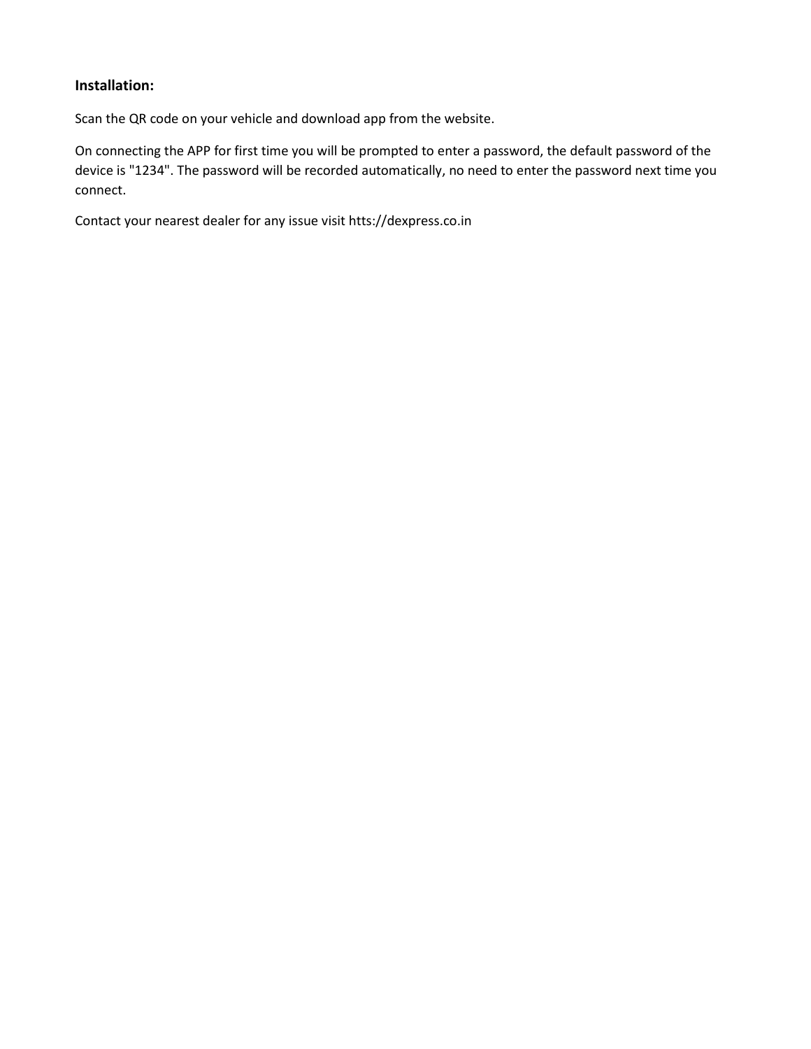**Installation:**

Scan the QR code on your vehicle and download app from the website.

On connecting the APP for first time you will be prompted to enter a password, the default password of the device is "1234". The password will be recorded automatically, no need to enter the password next time you connect.

Contact your nearest dealer for any issue visit htts://dexpress.co.in